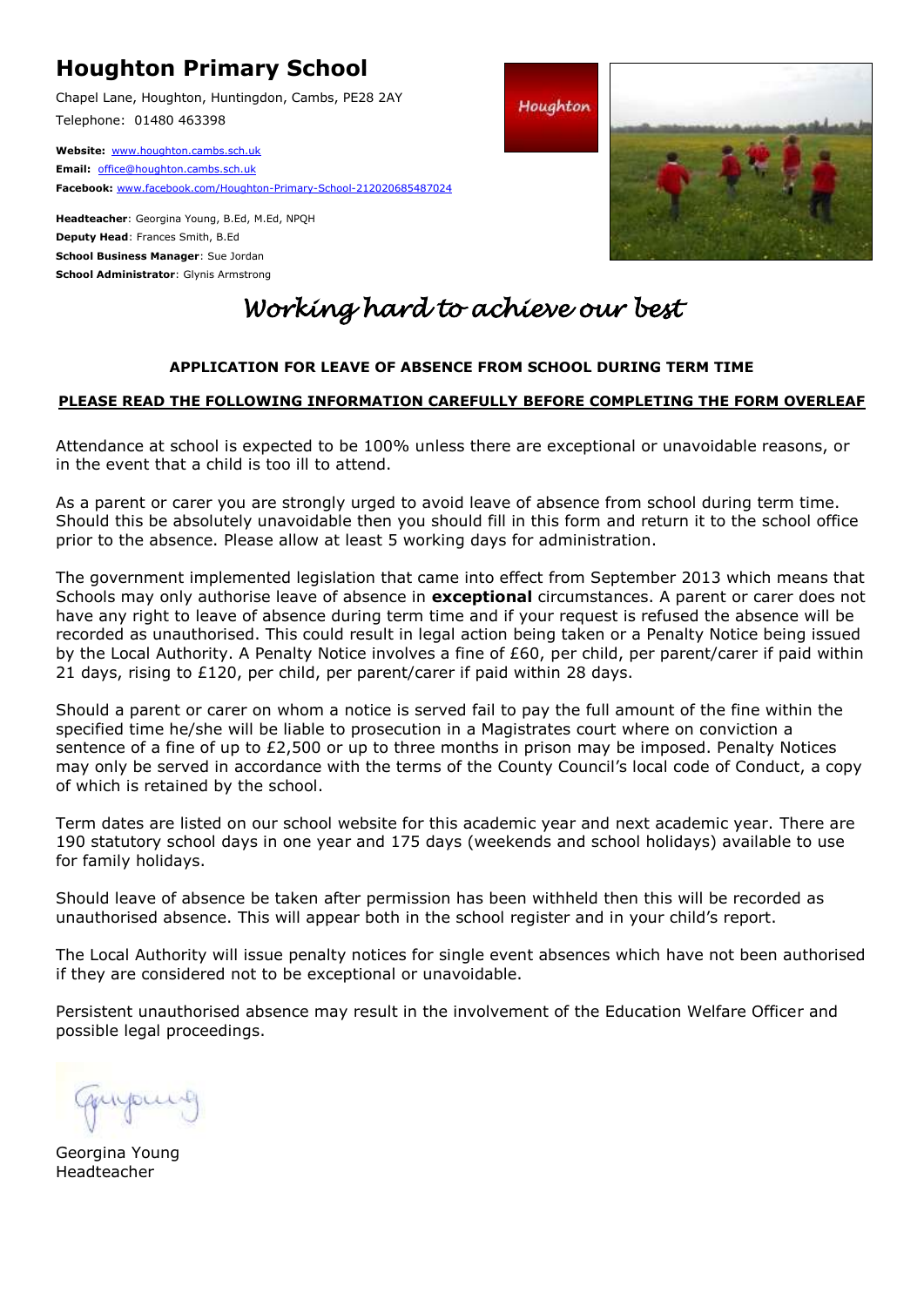# Houghton Primary School

Chapel Lane, Houghton, Huntingdon, Cambs, PE28 2AY

Telephone: 01480 463398

**Website:** www.houghton.cambs.sch.uk
**Email:** office@houghton.cambs.sch.uk
**Facebook:** www.facebook.com/Houghton-Primary-School-212020685487024

**Headteacher**: Georgina Young, B.Ed, M.Ed, NPQH
**Deputy Head**: Frances Smith, B.Ed
**School Business Manager**: Sue Jordan
**School Administrator**: Glynis Armstrong

*Working hard to achieve our best*

**APPLICATION FOR LEAVE OF ABSENCE FROM SCHOOL DURING TERM TIME**

**PLEASE READ THE FOLLOWING INFORMATION CAREFULLY BEFORE COMPLETING THE FORM OVERLEAF**

Attendance at school is expected to be 100% unless there are exceptional or unavoidable reasons, or in the event that a child is too ill to attend.

As a parent or carer you are strongly urged to avoid leave of absence from school during term time. Should this be absolutely unavoidable then you should fill in this form and return it to the school office prior to the absence. Please allow at least 5 working days for administration.

The government implemented legislation that came into effect from September 2013 which means that Schools may only authorise leave of absence in **exceptional** circumstances. A parent or carer does not have any right to leave of absence during term time and if your request is refused the absence will be recorded as unauthorised. This could result in legal action being taken or a Penalty Notice being issued by the Local Authority. A Penalty Notice involves a fine of £60, per child, per parent/carer if paid within 21 days, rising to £120, per child, per parent/carer if paid within 28 days.

Should a parent or carer on whom a notice is served fail to pay the full amount of the fine within the specified time he/she will be liable to prosecution in a Magistrates court where on conviction a sentence of a fine of up to £2,500 or up to three months in prison may be imposed. Penalty Notices may only be served in accordance with the terms of the County Council's local code of Conduct, a copy of which is retained by the school.

Term dates are listed on our school website for this academic year and next academic year. There are 190 statutory school days in one year and 175 days (weekends and school holidays) available to use for family holidays.

Should leave of absence be taken after permission has been withheld then this will be recorded as unauthorised absence. This will appear both in the school register and in your child's report.

The Local Authority will issue penalty notices for single event absences which have not been authorised if they are considered not to be exceptional or unavoidable.

Persistent unauthorised absence may result in the involvement of the Education Welfare Officer and possible legal proceedings.

Georgina Young
Headteacher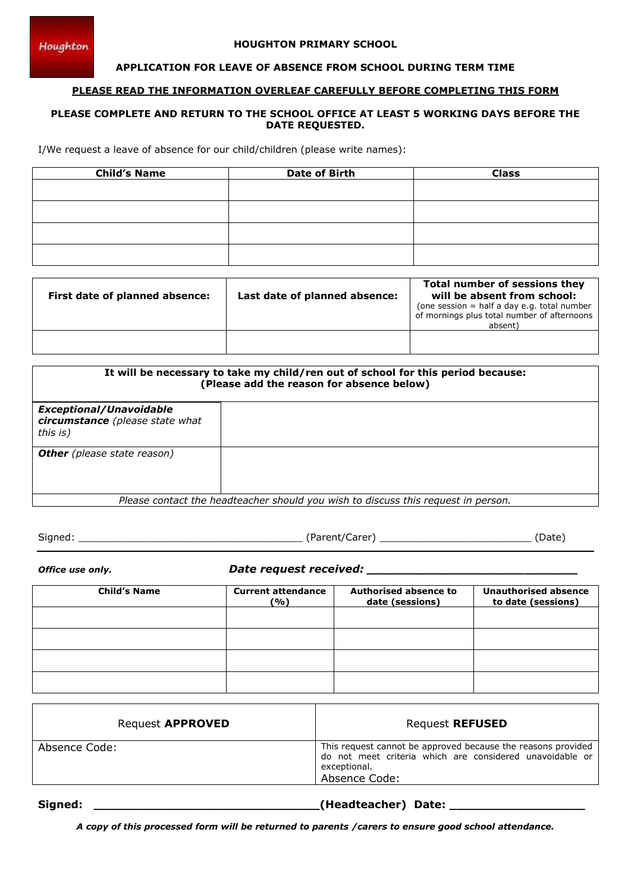Houghton

# HOUGHTON PRIMARY SCHOOL

## APPLICATION FOR LEAVE OF ABSENCE FROM SCHOOL DURING TERM TIME

**PLEASE READ THE INFORMATION OVERLEAF CAREFULLY BEFORE COMPLETING THIS FORM**

**PLEASE COMPLETE AND RETURN TO THE SCHOOL OFFICE AT LEAST 5 WORKING DAYS BEFORE THE DATE REQUESTED.**

I/We request a leave of absence for our child/children (please write names):

| Child's Name | Date of Birth | Class |
|---|---|---|
| | | |
| | | |
| | | |
| | | |

| First date of planned absence: | Last date of planned absence: | Total number of sessions they will be absent from school: (one session = half a day e.g. total number of mornings plus total number of afternoons absent) |
|---|---|---|
| | | |

| It will be necessary to take my child/ren out of school for this period because: (Please add the reason for absence below) | |
|---|---|
| ***Exceptional/Unavoidable circumstance*** *(please state what this is)* | |
| ***Other*** *(please state reason)* | |
| *Please contact the headteacher should you wish to discuss this request in person.* | |

Signed: ____________________________________ (Parent/Carer) ________________________ (Date)

***Office use only.*** ***Date request received: ______________________________***

| Child's Name | Current attendance (%) | Authorised absence to date (sessions) | Unauthorised absence to date (sessions) |
|---|---|---|---|
| | | | |
| | | | |
| | | | |
| | | | |

| Request **APPROVED** | Request **REFUSED** |
|---|---|
| Absence Code: | This request cannot be approved because the reasons provided do not meet criteria which are considered unavoidable or exceptional. Absence Code: |

**Signed: ________________________________(Headteacher) Date: ___________________**

***A copy of this processed form will be returned to parents /carers to ensure good school attendance.***